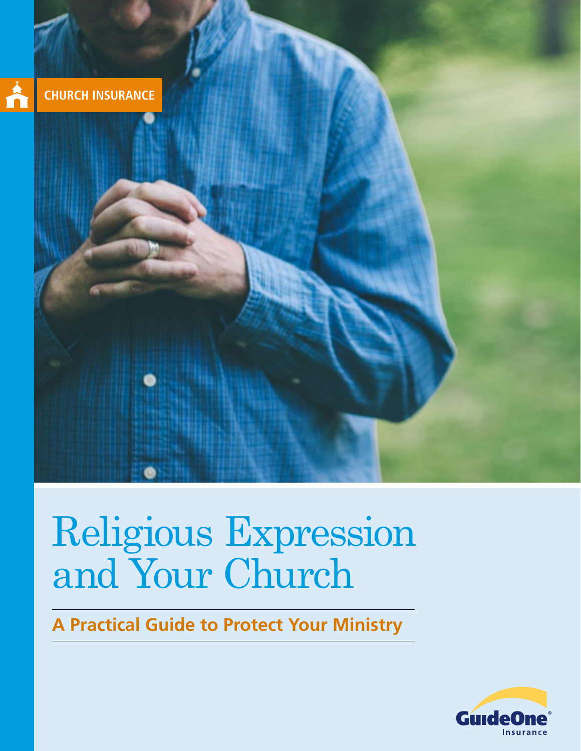CHURCH INSURANCE

# Religious Expression and Your Church

## A Practical Guide to Protect Your Ministry

GuideOne® Insurance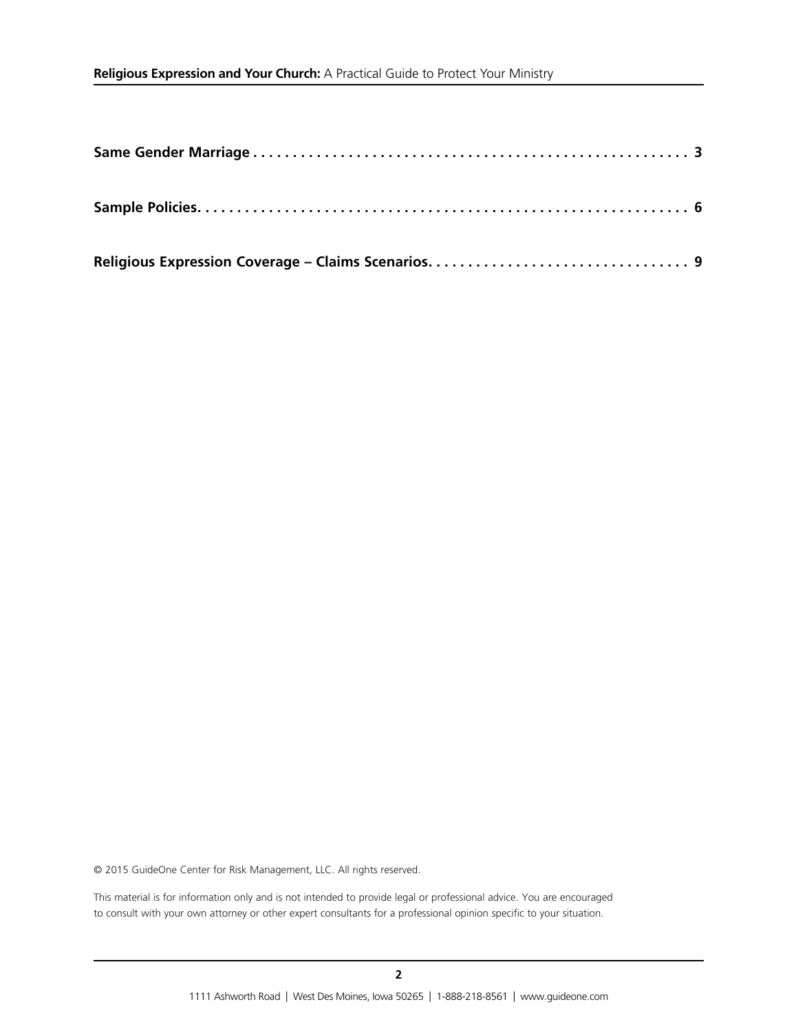**Same Gender Marriage . . . . . . . . . . . . . . . . . . . . . . . . . . . . . . . . . . . . . . . . . . . . . . . . . . . . . . . 3**

**Sample Policies. . . . . . . . . . . . . . . . . . . . . . . . . . . . . . . . . . . . . . . . . . . . . . . . . . . . . . . . . . . . . . 6**

**Religious Expression Coverage – Claims Scenarios. . . . . . . . . . . . . . . . . . . . . . . . . . . . . . . . . 9**

© 2015 GuideOne Center for Risk Management, LLC. All rights reserved.

This material is for information only and is not intended to provide legal or professional advice. You are encouraged to consult with your own attorney or other expert consultants for a professional opinion specific to your situation.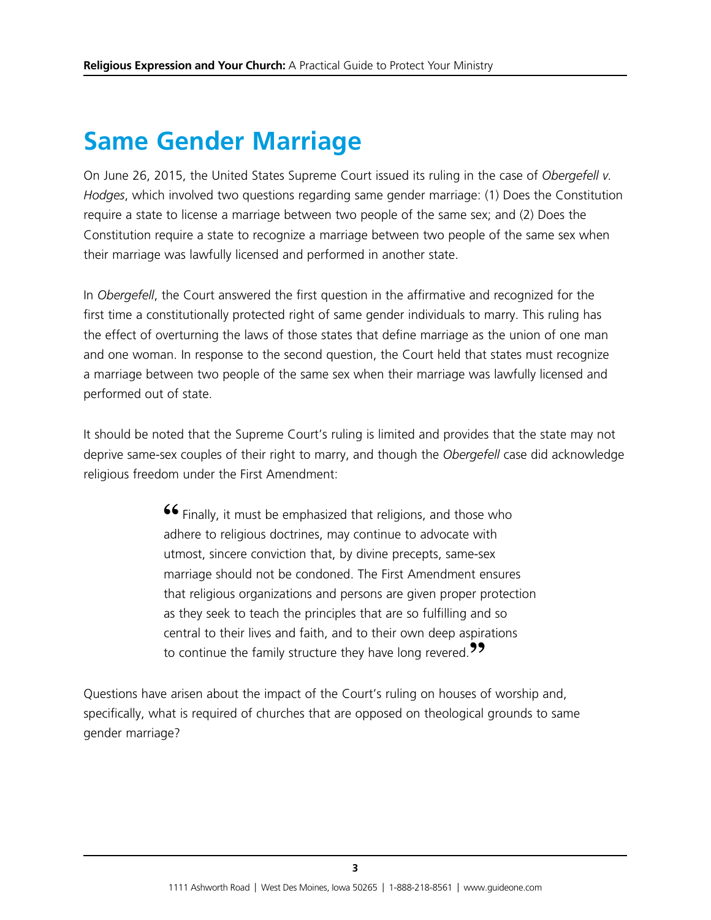# Same Gender Marriage

On June 26, 2015, the United States Supreme Court issued its ruling in the case of *Obergefell v. Hodges*, which involved two questions regarding same gender marriage: (1) Does the Constitution require a state to license a marriage between two people of the same sex; and (2) Does the Constitution require a state to recognize a marriage between two people of the same sex when their marriage was lawfully licensed and performed in another state.

In *Obergefell*, the Court answered the first question in the affirmative and recognized for the first time a constitutionally protected right of same gender individuals to marry. This ruling has the effect of overturning the laws of those states that define marriage as the union of one man and one woman. In response to the second question, the Court held that states must recognize a marriage between two people of the same sex when their marriage was lawfully licensed and performed out of state.

It should be noted that the Supreme Court's ruling is limited and provides that the state may not deprive same-sex couples of their right to marry, and though the *Obergefell* case did acknowledge religious freedom under the First Amendment:

> "Finally, it must be emphasized that religions, and those who adhere to religious doctrines, may continue to advocate with utmost, sincere conviction that, by divine precepts, same-sex marriage should not be condoned. The First Amendment ensures that religious organizations and persons are given proper protection as they seek to teach the principles that are so fulfilling and so central to their lives and faith, and to their own deep aspirations to continue the family structure they have long revered."

Questions have arisen about the impact of the Court's ruling on houses of worship and, specifically, what is required of churches that are opposed on theological grounds to same gender marriage?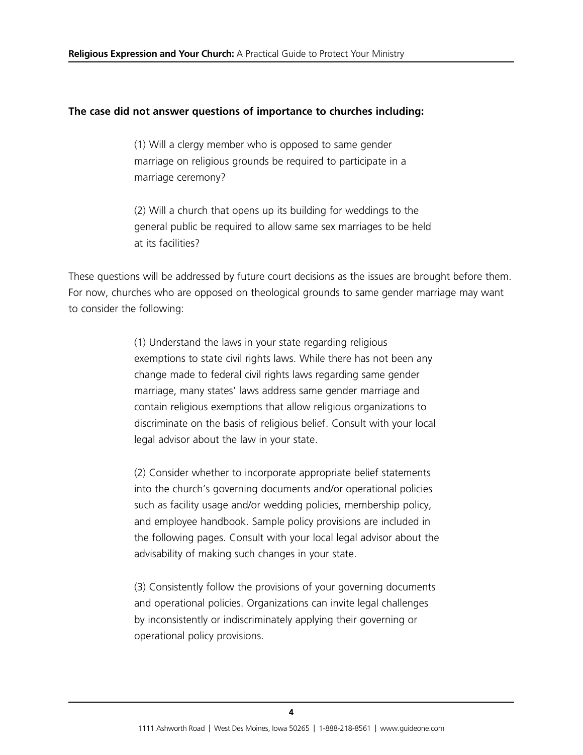**The case did not answer questions of importance to churches including:**

(1) Will a clergy member who is opposed to same gender marriage on religious grounds be required to participate in a marriage ceremony?

(2) Will a church that opens up its building for weddings to the general public be required to allow same sex marriages to be held at its facilities?

These questions will be addressed by future court decisions as the issues are brought before them. For now, churches who are opposed on theological grounds to same gender marriage may want to consider the following:

(1) Understand the laws in your state regarding religious exemptions to state civil rights laws. While there has not been any change made to federal civil rights laws regarding same gender marriage, many states' laws address same gender marriage and contain religious exemptions that allow religious organizations to discriminate on the basis of religious belief. Consult with your local legal advisor about the law in your state.

(2) Consider whether to incorporate appropriate belief statements into the church's governing documents and/or operational policies such as facility usage and/or wedding policies, membership policy, and employee handbook. Sample policy provisions are included in the following pages. Consult with your local legal advisor about the advisability of making such changes in your state.

(3) Consistently follow the provisions of your governing documents and operational policies. Organizations can invite legal challenges by inconsistently or indiscriminately applying their governing or operational policy provisions.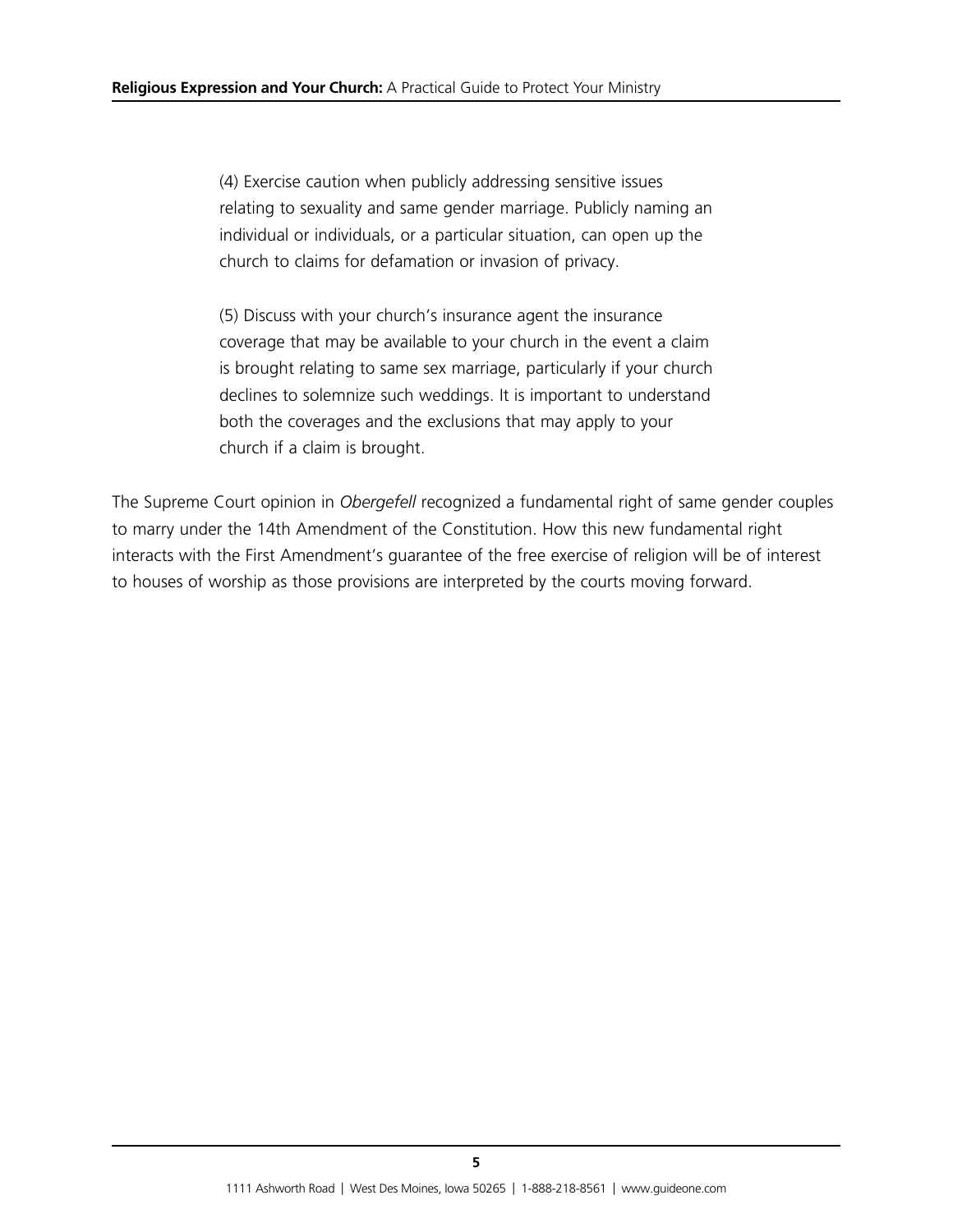(4) Exercise caution when publicly addressing sensitive issues relating to sexuality and same gender marriage. Publicly naming an individual or individuals, or a particular situation, can open up the church to claims for defamation or invasion of privacy.

(5) Discuss with your church's insurance agent the insurance coverage that may be available to your church in the event a claim is brought relating to same sex marriage, particularly if your church declines to solemnize such weddings. It is important to understand both the coverages and the exclusions that may apply to your church if a claim is brought.

The Supreme Court opinion in *Obergefell* recognized a fundamental right of same gender couples to marry under the 14th Amendment of the Constitution. How this new fundamental right interacts with the First Amendment's guarantee of the free exercise of religion will be of interest to houses of worship as those provisions are interpreted by the courts moving forward.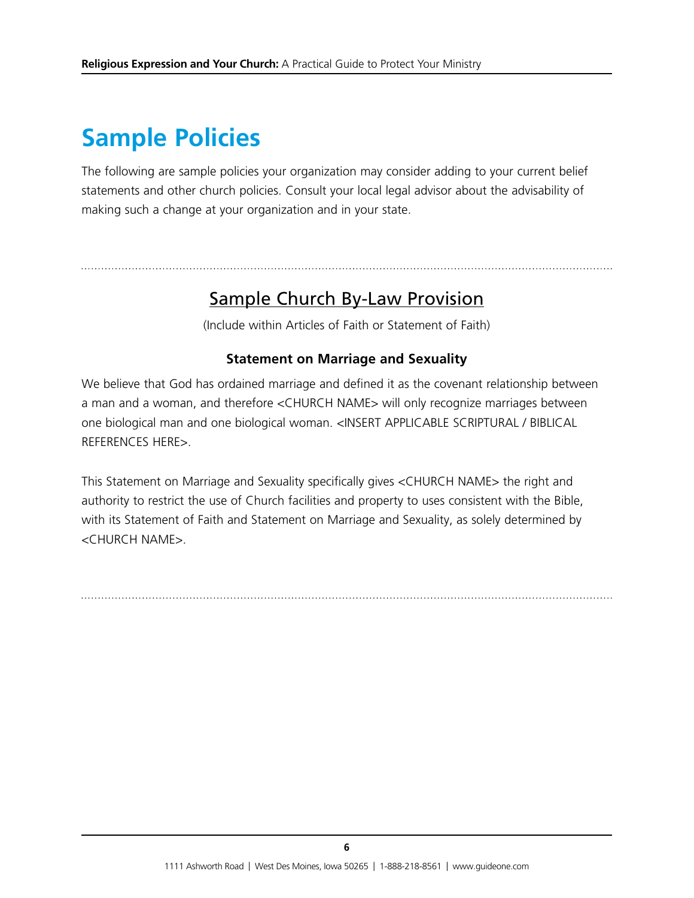# Sample Policies

The following are sample policies your organization may consider adding to your current belief statements and other church policies. Consult your local legal advisor about the advisability of making such a change at your organization and in your state.

---

## Sample Church By-Law Provision

(Include within Articles of Faith or Statement of Faith)

### Statement on Marriage and Sexuality

We believe that God has ordained marriage and defined it as the covenant relationship between a man and a woman, and therefore <CHURCH NAME> will only recognize marriages between one biological man and one biological woman. <INSERT APPLICABLE SCRIPTURAL / BIBLICAL REFERENCES HERE>.

This Statement on Marriage and Sexuality specifically gives <CHURCH NAME> the right and authority to restrict the use of Church facilities and property to uses consistent with the Bible, with its Statement of Faith and Statement on Marriage and Sexuality, as solely determined by <CHURCH NAME>.

---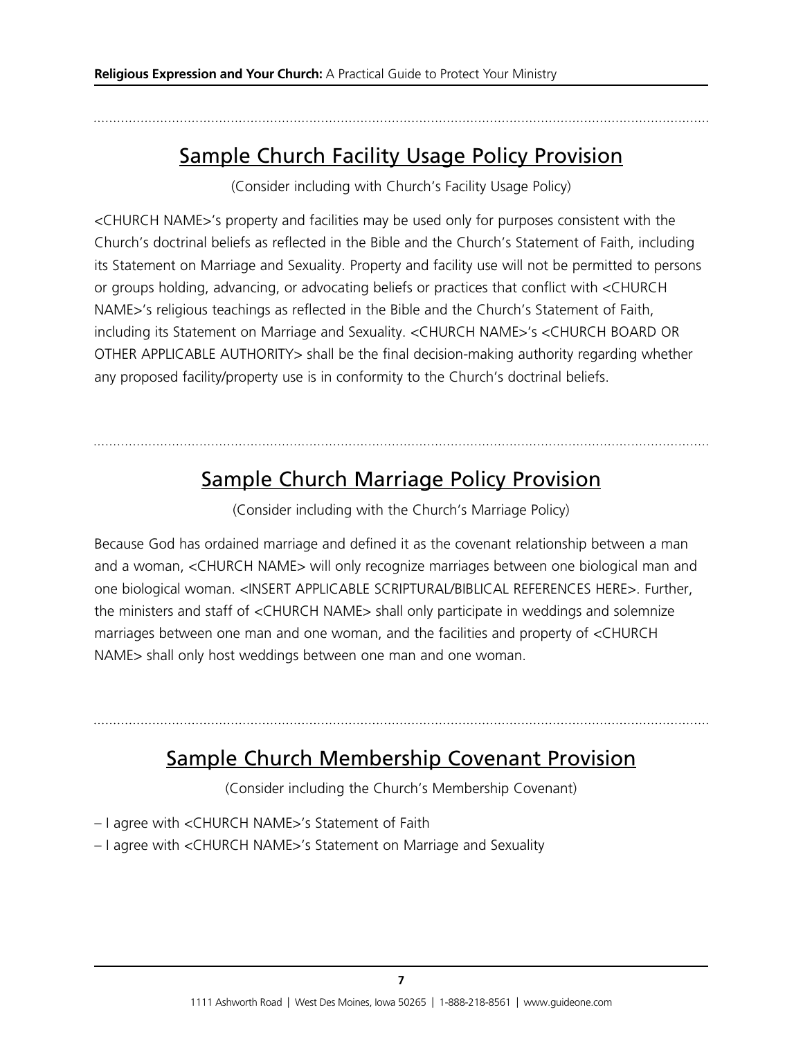## Sample Church Facility Usage Policy Provision

(Consider including with Church's Facility Usage Policy)

<CHURCH NAME>'s property and facilities may be used only for purposes consistent with the Church's doctrinal beliefs as reflected in the Bible and the Church's Statement of Faith, including its Statement on Marriage and Sexuality. Property and facility use will not be permitted to persons or groups holding, advancing, or advocating beliefs or practices that conflict with <CHURCH NAME>'s religious teachings as reflected in the Bible and the Church's Statement of Faith, including its Statement on Marriage and Sexuality. <CHURCH NAME>'s <CHURCH BOARD OR OTHER APPLICABLE AUTHORITY> shall be the final decision-making authority regarding whether any proposed facility/property use is in conformity to the Church's doctrinal beliefs.

## Sample Church Marriage Policy Provision

(Consider including with the Church's Marriage Policy)

Because God has ordained marriage and defined it as the covenant relationship between a man and a woman, <CHURCH NAME> will only recognize marriages between one biological man and one biological woman. <INSERT APPLICABLE SCRIPTURAL/BIBLICAL REFERENCES HERE>. Further, the ministers and staff of <CHURCH NAME> shall only participate in weddings and solemnize marriages between one man and one woman, and the facilities and property of <CHURCH NAME> shall only host weddings between one man and one woman.

## Sample Church Membership Covenant Provision

(Consider including the Church's Membership Covenant)

– I agree with <CHURCH NAME>'s Statement of Faith

– I agree with <CHURCH NAME>'s Statement on Marriage and Sexuality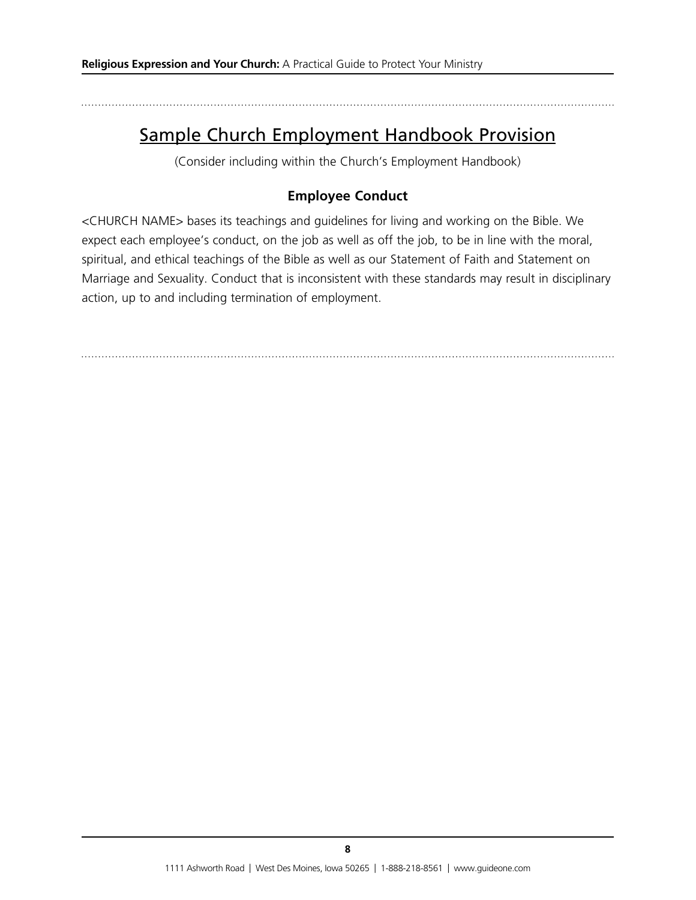## Sample Church Employment Handbook Provision

(Consider including within the Church's Employment Handbook)

### Employee Conduct

<CHURCH NAME> bases its teachings and guidelines for living and working on the Bible. We expect each employee's conduct, on the job as well as off the job, to be in line with the moral, spiritual, and ethical teachings of the Bible as well as our Statement of Faith and Statement on Marriage and Sexuality. Conduct that is inconsistent with these standards may result in disciplinary action, up to and including termination of employment.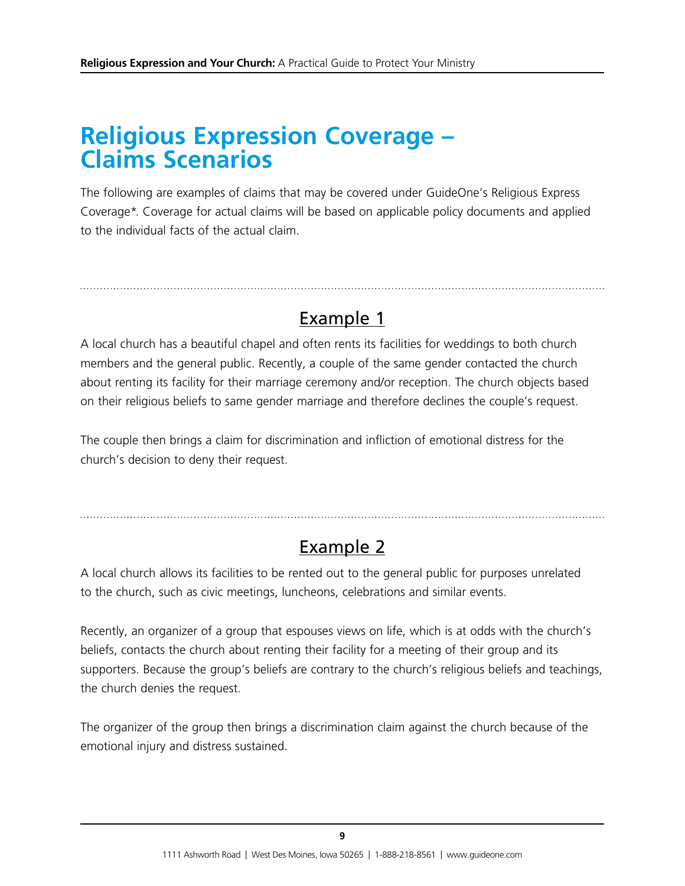# Religious Expression Coverage – Claims Scenarios

The following are examples of claims that may be covered under GuideOne's Religious Express Coverage*. Coverage for actual claims will be based on applicable policy documents and applied to the individual facts of the actual claim.

## Example 1

A local church has a beautiful chapel and often rents its facilities for weddings to both church members and the general public. Recently, a couple of the same gender contacted the church about renting its facility for their marriage ceremony and/or reception. The church objects based on their religious beliefs to same gender marriage and therefore declines the couple's request.

The couple then brings a claim for discrimination and infliction of emotional distress for the church's decision to deny their request.

## Example 2

A local church allows its facilities to be rented out to the general public for purposes unrelated to the church, such as civic meetings, luncheons, celebrations and similar events.

Recently, an organizer of a group that espouses views on life, which is at odds with the church's beliefs, contacts the church about renting their facility for a meeting of their group and its supporters. Because the group's beliefs are contrary to the church's religious beliefs and teachings, the church denies the request.

The organizer of the group then brings a discrimination claim against the church because of the emotional injury and distress sustained.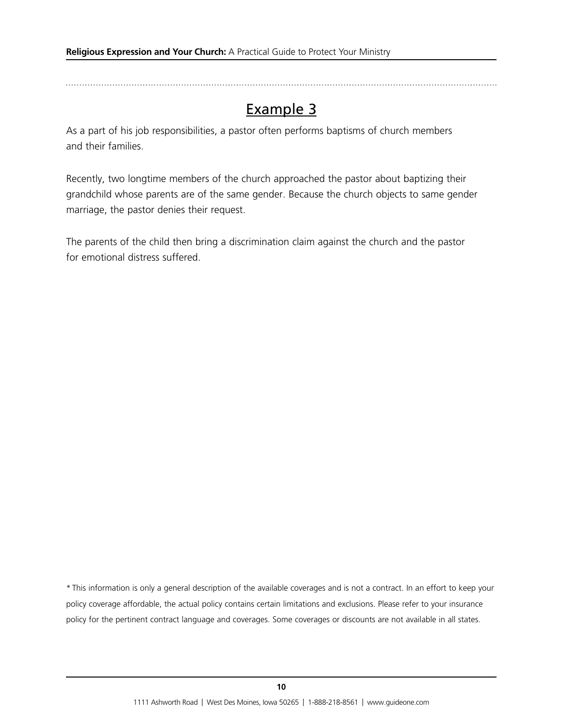## Example 3

As a part of his job responsibilities, a pastor often performs baptisms of church members and their families.

Recently, two longtime members of the church approached the pastor about baptizing their grandchild whose parents are of the same gender. Because the church objects to same gender marriage, the pastor denies their request.

The parents of the child then bring a discrimination claim against the church and the pastor for emotional distress suffered.

* This information is only a general description of the available coverages and is not a contract. In an effort to keep your policy coverage affordable, the actual policy contains certain limitations and exclusions. Please refer to your insurance policy for the pertinent contract language and coverages. Some coverages or discounts are not available in all states.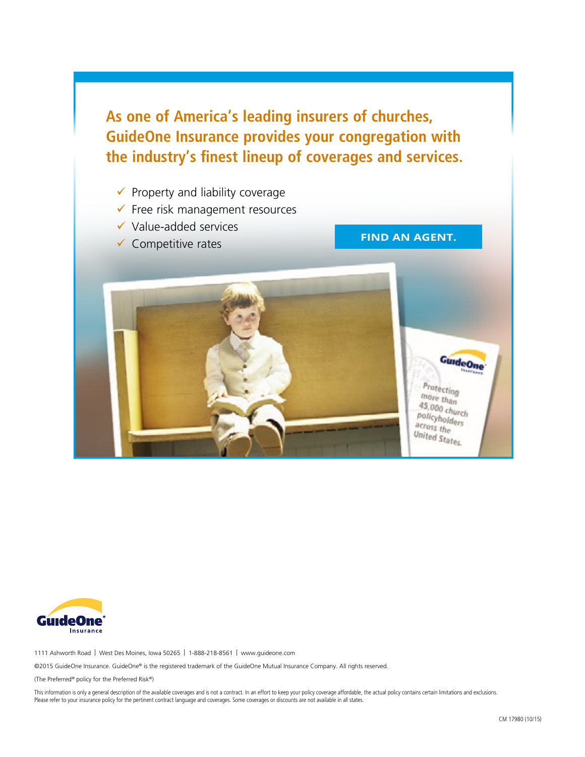**As one of America's leading insurers of churches, GuideOne Insurance provides your congregation with the industry's finest lineup of coverages and services.**

- ✓ Property and liability coverage
- ✓ Free risk management resources
- ✓ Value-added services
- ✓ Competitive rates

**FIND AN AGENT.**

Protecting more than 45,000 church policyholders across the United States.

GuideOne Insurance

1111 Ashworth Road | West Des Moines, Iowa 50265 | 1-888-218-8561 | www.guideone.com

©2015 GuideOne Insurance. GuideOne® is the registered trademark of the GuideOne Mutual Insurance Company. All rights reserved.

(The Preferred® policy for the Preferred Risk®)

This information is only a general description of the available coverages and is not a contract. In an effort to keep your policy coverage affordable, the actual policy contains certain limitations and exclusions. Please refer to your insurance policy for the pertinent contract language and coverages. Some coverages or discounts are not available in all states.

CM 17980 (10/15)